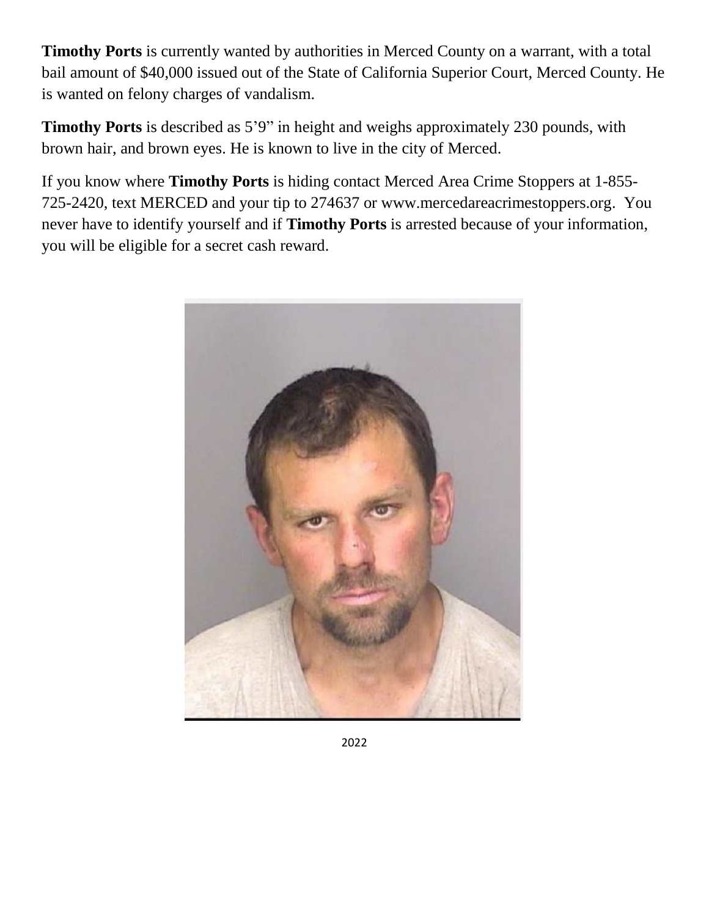**Timothy Ports** is currently wanted by authorities in Merced County on a warrant, with a total bail amount of $40,000 issued out of the State of California Superior Court, Merced County. He is wanted on felony charges of vandalism.

**Timothy Ports** is described as 5'9" in height and weighs approximately 230 pounds, with brown hair, and brown eyes. He is known to live in the city of Merced.

If you know where **Timothy Ports** is hiding contact Merced Area Crime Stoppers at 1-855-725-2420, text MERCED and your tip to 274637 or www.mercedareacrimestoppers.org. You never have to identify yourself and if **Timothy Ports** is arrested because of your information, you will be eligible for a secret cash reward.

2022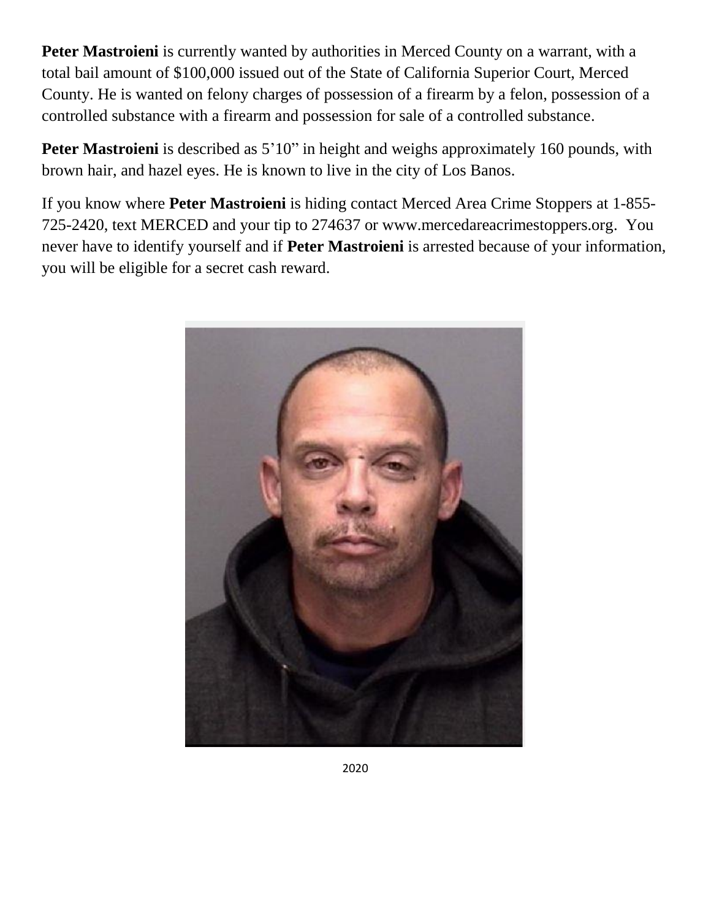**Peter Mastroieni** is currently wanted by authorities in Merced County on a warrant, with a total bail amount of $100,000 issued out of the State of California Superior Court, Merced County. He is wanted on felony charges of possession of a firearm by a felon, possession of a controlled substance with a firearm and possession for sale of a controlled substance.

**Peter Mastroieni** is described as 5'10" in height and weighs approximately 160 pounds, with brown hair, and hazel eyes. He is known to live in the city of Los Banos.

If you know where **Peter Mastroieni** is hiding contact Merced Area Crime Stoppers at 1-855-725-2420, text MERCED and your tip to 274637 or www.mercedareacrimestoppers.org. You never have to identify yourself and if **Peter Mastroieni** is arrested because of your information, you will be eligible for a secret cash reward.

2020